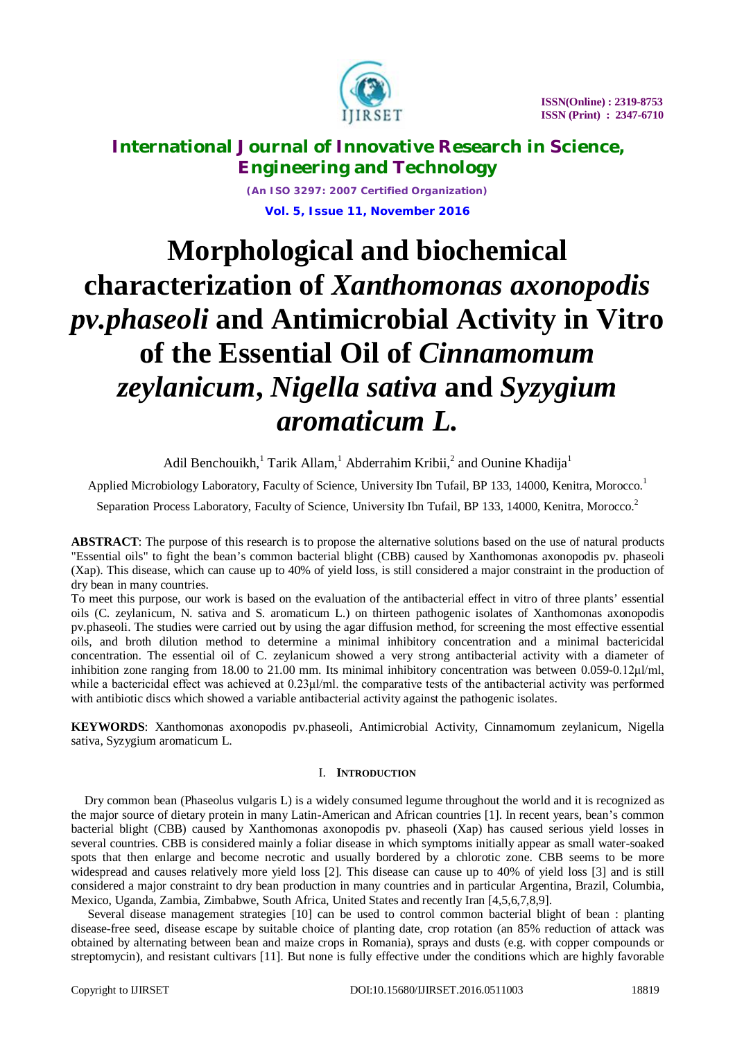# Morphological and biochemical characterization of *Xanthomonas axonopodis pv.phaseoli* and Antimicrobial Activity in Vitro of the Essential Oil of *Cinnamomum zeylanicum*, *Nigella sativa* and *Syzygium aromaticum L.*

Adil Benchouikh,[1] Tarik Allam,[1] Abderrahim Kribii,[2] and Ounine Khadija[1]

Applied Microbiology Laboratory, Faculty of Science, University Ibn Tufail, BP 133, 14000, Kenitra, Morocco.[1]

Separation Process Laboratory, Faculty of Science, University Ibn Tufail, BP 133, 14000, Kenitra, Morocco.[2]

**ABSTRACT**: The purpose of this research is to propose the alternative solutions based on the use of natural products "Essential oils" to fight the bean's common bacterial blight (CBB) caused by Xanthomonas axonopodis pv. phaseoli (Xap). This disease, which can cause up to 40% of yield loss, is still considered a major constraint in the production of dry bean in many countries.

To meet this purpose, our work is based on the evaluation of the antibacterial effect in vitro of three plants' essential oils (C. zeylanicum, N. sativa and S. aromaticum L.) on thirteen pathogenic isolates of Xanthomonas axonopodis pv.phaseoli. The studies were carried out by using the agar diffusion method, for screening the most effective essential oils, and broth dilution method to determine a minimal inhibitory concentration and a minimal bactericidal concentration. The essential oil of C. zeylanicum showed a very strong antibacterial activity with a diameter of inhibition zone ranging from 18.00 to 21.00 mm. Its minimal inhibitory concentration was between 0.059-0.12µl/ml, while a bactericidal effect was achieved at 0.23µl/ml. the comparative tests of the antibacterial activity was performed with antibiotic discs which showed a variable antibacterial activity against the pathogenic isolates.

**KEYWORDS**: Xanthomonas axonopodis pv.phaseoli, Antimicrobial Activity, Cinnamomum zeylanicum, Nigella sativa, Syzygium aromaticum L.

## I. INTRODUCTION

Dry common bean (Phaseolus vulgaris L) is a widely consumed legume throughout the world and it is recognized as the major source of dietary protein in many Latin-American and African countries [1]. In recent years, bean's common bacterial blight (CBB) caused by Xanthomonas axonopodis pv. phaseoli (Xap) has caused serious yield losses in several countries. CBB is considered mainly a foliar disease in which symptoms initially appear as small water-soaked spots that then enlarge and become necrotic and usually bordered by a chlorotic zone. CBB seems to be more widespread and causes relatively more yield loss [2]. This disease can cause up to 40% of yield loss [3] and is still considered a major constraint to dry bean production in many countries and in particular Argentina, Brazil, Columbia, Mexico, Uganda, Zambia, Zimbabwe, South Africa, United States and recently Iran [4,5,6,7,8,9].

Several disease management strategies [10] can be used to control common bacterial blight of bean : planting disease-free seed, disease escape by suitable choice of planting date, crop rotation (an 85% reduction of attack was obtained by alternating between bean and maize crops in Romania), sprays and dusts (e.g. with copper compounds or streptomycin), and resistant cultivars [11]. But none is fully effective under the conditions which are highly favorable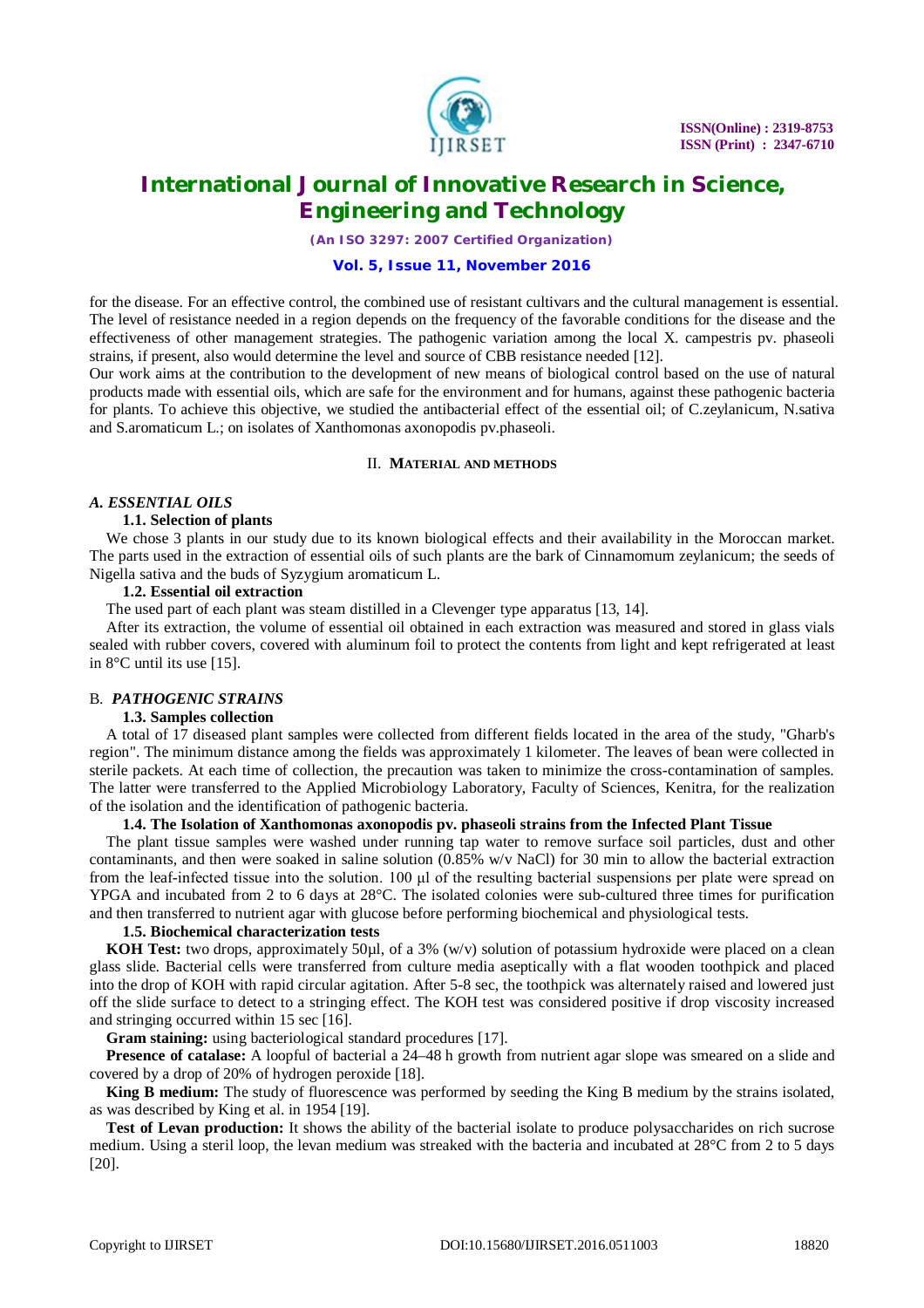for the disease. For an effective control, the combined use of resistant cultivars and the cultural management is essential. The level of resistance needed in a region depends on the frequency of the favorable conditions for the disease and the effectiveness of other management strategies. The pathogenic variation among the local X. campestris pv. phaseoli strains, if present, also would determine the level and source of CBB resistance needed [12].

Our work aims at the contribution to the development of new means of biological control based on the use of natural products made with essential oils, which are safe for the environment and for humans, against these pathogenic bacteria for plants. To achieve this objective, we studied the antibacterial effect of the essential oil; of C.zeylanicum, N.sativa and S.aromaticum L.; on isolates of Xanthomonas axonopodis pv.phaseoli.

## II. Material and methods

### *A. ESSENTIAL OILS*

#### 1.1. Selection of plants

We chose 3 plants in our study due to its known biological effects and their availability in the Moroccan market. The parts used in the extraction of essential oils of such plants are the bark of Cinnamomum zeylanicum; the seeds of Nigella sativa and the buds of Syzygium aromaticum L.

#### 1.2. Essential oil extraction

The used part of each plant was steam distilled in a Clevenger type apparatus [13, 14].

After its extraction, the volume of essential oil obtained in each extraction was measured and stored in glass vials sealed with rubber covers, covered with aluminum foil to protect the contents from light and kept refrigerated at least in 8°C until its use [15].

### B. *PATHOGENIC STRAINS*

#### 1.3. Samples collection

A total of 17 diseased plant samples were collected from different fields located in the area of the study, "Gharb's region". The minimum distance among the fields was approximately 1 kilometer. The leaves of bean were collected in sterile packets. At each time of collection, the precaution was taken to minimize the cross-contamination of samples. The latter were transferred to the Applied Microbiology Laboratory, Faculty of Sciences, Kenitra, for the realization of the isolation and the identification of pathogenic bacteria.

#### 1.4. The Isolation of Xanthomonas axonopodis pv. phaseoli strains from the Infected Plant Tissue

The plant tissue samples were washed under running tap water to remove surface soil particles, dust and other contaminants, and then were soaked in saline solution (0.85% w/v NaCl) for 30 min to allow the bacterial extraction from the leaf-infected tissue into the solution. 100 µl of the resulting bacterial suspensions per plate were spread on YPGA and incubated from 2 to 6 days at 28°C. The isolated colonies were sub-cultured three times for purification and then transferred to nutrient agar with glucose before performing biochemical and physiological tests.

#### 1.5. Biochemical characterization tests

**KOH Test:** two drops, approximately 50µl, of a 3% (w/v) solution of potassium hydroxide were placed on a clean glass slide. Bacterial cells were transferred from culture media aseptically with a flat wooden toothpick and placed into the drop of KOH with rapid circular agitation. After 5-8 sec, the toothpick was alternately raised and lowered just off the slide surface to detect to a stringing effect. The KOH test was considered positive if drop viscosity increased and stringing occurred within 15 sec [16].

**Gram staining:** using bacteriological standard procedures [17].

**Presence of catalase:** A loopful of bacterial a 24–48 h growth from nutrient agar slope was smeared on a slide and covered by a drop of 20% of hydrogen peroxide [18].

**King B medium:** The study of fluorescence was performed by seeding the King B medium by the strains isolated, as was described by King et al. in 1954 [19].

**Test of Levan production:** It shows the ability of the bacterial isolate to produce polysaccharides on rich sucrose medium. Using a steril loop, the levan medium was streaked with the bacteria and incubated at 28°C from 2 to 5 days [20].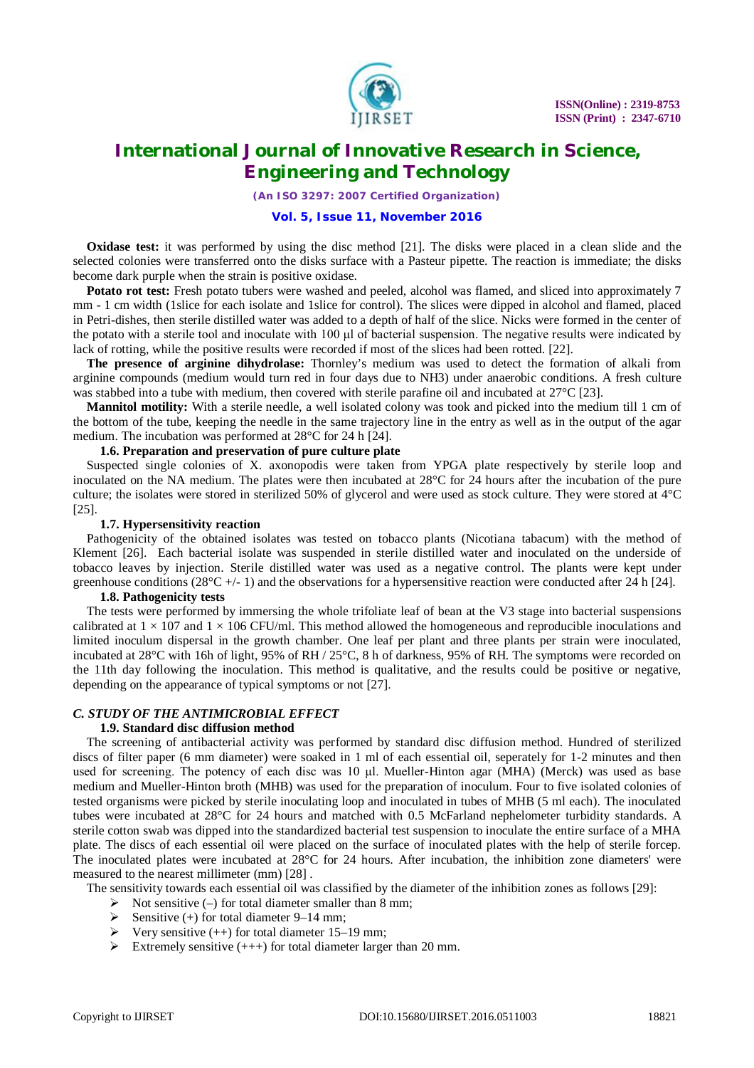**Oxidase test:** it was performed by using the disc method [21]. The disks were placed in a clean slide and the selected colonies were transferred onto the disks surface with a Pasteur pipette. The reaction is immediate; the disks become dark purple when the strain is positive oxidase.

**Potato rot test:** Fresh potato tubers were washed and peeled, alcohol was flamed, and sliced into approximately 7 mm - 1 cm width (1slice for each isolate and 1slice for control). The slices were dipped in alcohol and flamed, placed in Petri-dishes, then sterile distilled water was added to a depth of half of the slice. Nicks were formed in the center of the potato with a sterile tool and inoculate with 100 µl of bacterial suspension. The negative results were indicated by lack of rotting, while the positive results were recorded if most of the slices had been rotted. [22].

**The presence of arginine dihydrolase:** Thornley's medium was used to detect the formation of alkali from arginine compounds (medium would turn red in four days due to $NH3$) under anaerobic conditions. A fresh culture was stabbed into a tube with medium, then covered with sterile parafine oil and incubated at 27°C [23].

**Mannitol motility:** With a sterile needle, a well isolated colony was took and picked into the medium till 1 cm of the bottom of the tube, keeping the needle in the same trajectory line in the entry as well as in the output of the agar medium. The incubation was performed at 28°C for 24 h [24].

### 1.6. Preparation and preservation of pure culture plate

Suspected single colonies of X. axonopodis were taken from YPGA plate respectively by sterile loop and inoculated on the NA medium. The plates were then incubated at 28°C for 24 hours after the incubation of the pure culture; the isolates were stored in sterilized 50% of glycerol and were used as stock culture. They were stored at 4°C [25].

### 1.7. Hypersensitivity reaction

Pathogenicity of the obtained isolates was tested on tobacco plants (Nicotiana tabacum) with the method of Klement [26]. Each bacterial isolate was suspended in sterile distilled water and inoculated on the underside of tobacco leaves by injection. Sterile distilled water was used as a negative control. The plants were kept under greenhouse conditions (28°C +/- 1) and the observations for a hypersensitive reaction were conducted after 24 h [24].

### 1.8. Pathogenicity tests

The tests were performed by immersing the whole trifoliate leaf of bean at the V3 stage into bacterial suspensions calibrated at 1 × 107 and 1 × 106 CFU/ml. This method allowed the homogeneous and reproducible inoculations and limited inoculum dispersal in the growth chamber. One leaf per plant and three plants per strain were inoculated, incubated at 28°C with 16h of light, 95% of RH / 25°C, 8 h of darkness, 95% of RH. The symptoms were recorded on the 11th day following the inoculation. This method is qualitative, and the results could be positive or negative, depending on the appearance of typical symptoms or not [27].

## *C. STUDY OF THE ANTIMICROBIAL EFFECT*

### 1.9. Standard disc diffusion method

The screening of antibacterial activity was performed by standard disc diffusion method. Hundred of sterilized discs of filter paper (6 mm diameter) were soaked in 1 ml of each essential oil, seperately for 1-2 minutes and then used for screening. The potency of each disc was 10 µl. Mueller-Hinton agar (MHA) (Merck) was used as base medium and Mueller-Hinton broth (MHB) was used for the preparation of inoculum. Four to five isolated colonies of tested organisms were picked by sterile inoculating loop and inoculated in tubes of MHB (5 ml each). The inoculated tubes were incubated at 28°C for 24 hours and matched with 0.5 McFarland nephelometer turbidity standards. A sterile cotton swab was dipped into the standardized bacterial test suspension to inoculate the entire surface of a MHA plate. The discs of each essential oil were placed on the surface of inoculated plates with the help of sterile forcep. The inoculated plates were incubated at 28°C for 24 hours. After incubation, the inhibition zone diameters' were measured to the nearest millimeter (mm) [28] .

The sensitivity towards each essential oil was classified by the diameter of the inhibition zones as follows [29]:

- Not sensitive (–) for total diameter smaller than 8 mm;
- Sensitive (+) for total diameter 9–14 mm;
- Very sensitive (++) for total diameter 15–19 mm;
- Extremely sensitive (+++) for total diameter larger than 20 mm.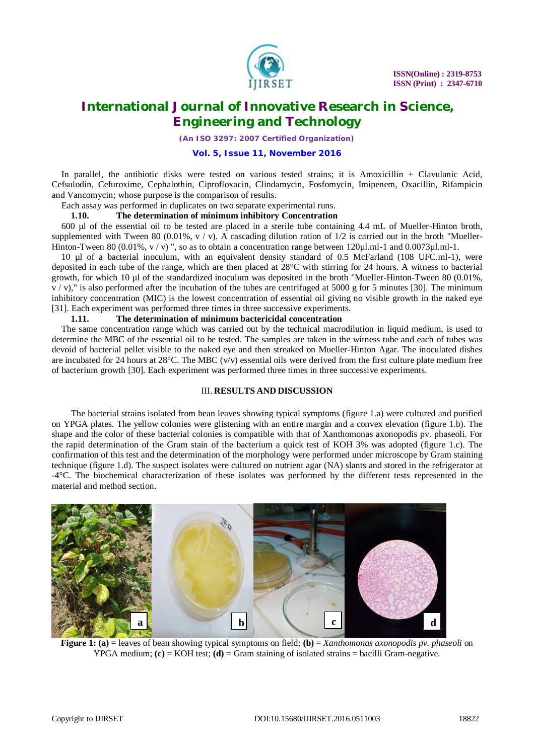In parallel, the antibiotic disks were tested on various tested strains; it is Amoxicillin + Clavulanic Acid, Cefsulodin, Cefuroxime, Cephalothin, Ciprofloxacin, Clindamycin, Fosfomycin, Imipenem, Oxacillin, Rifampicin and Vancomycin; whose purpose is the comparison of results.

Each assay was performed in duplicates on two separate experimental runs.

### 1.10. The determination of minimum inhibitory Concentration

600 µl of the essential oil to be tested are placed in a sterile tube containing 4.4 mL of Mueller-Hinton broth, supplemented with Tween 80 (0.01%, v / v). A cascading dilution ration of 1/2 is carried out in the broth "Mueller-Hinton-Tween 80 (0.01%, v / v) ", so as to obtain a concentration range between 120µl.ml-1 and 0.0073µl.ml-1.

10 µl of a bacterial inoculum, with an equivalent density standard of 0.5 McFarland (108 UFC.ml-1), were deposited in each tube of the range, which are then placed at 28°C with stirring for 24 hours. A witness to bacterial growth, for which 10 µl of the standardized inoculum was deposited in the broth "Mueller-Hinton-Tween 80 (0.01%, v / v)," is also performed after the incubation of the tubes are centrifuged at 5000 g for 5 minutes [30]. The minimum inhibitory concentration (MIC) is the lowest concentration of essential oil giving no visible growth in the naked eye [31]. Each experiment was performed three times in three successive experiments.

### 1.11. The determination of minimum bactericidal concentration

The same concentration range which was carried out by the technical macrodilution in liquid medium, is used to determine the MBC of the essential oil to be tested. The samples are taken in the witness tube and each of tubes was devoid of bacterial pellet visible to the naked eye and then streaked on Mueller-Hinton Agar. The inoculated dishes are incubated for 24 hours at 28°C. The MBC (v/v) essential oils were derived from the first culture plate medium free of bacterium growth [30]. Each experiment was performed three times in three successive experiments.

## III. RESULTS AND DISCUSSION

The bacterial strains isolated from bean leaves showing typical symptoms (figure 1.a) were cultured and purified on YPGA plates. The yellow colonies were glistening with an entire margin and a convex elevation (figure 1.b). The shape and the color of these bacterial colonies is compatible with that of Xanthomonas axonopodis pv. phaseoli. For the rapid determination of the Gram stain of the bacterium a quick test of KOH 3% was adopted (figure 1.c). The confirmation of this test and the determination of the morphology were performed under microscope by Gram staining technique (figure 1.d). The suspect isolates were cultured on nutrient agar (NA) slants and stored in the refrigerator at -4°C. The biochemical characterization of these isolates was performed by the different tests represented in the material and method section.

**Figure 1: (a) =** leaves of bean showing typical symptoms on field; **(b)** = *Xanthomonas axonopodis pv. phaseoli* on YPGA medium; **(c)** = KOH test; **(d)** = Gram staining of isolated strains = bacilli Gram-negative.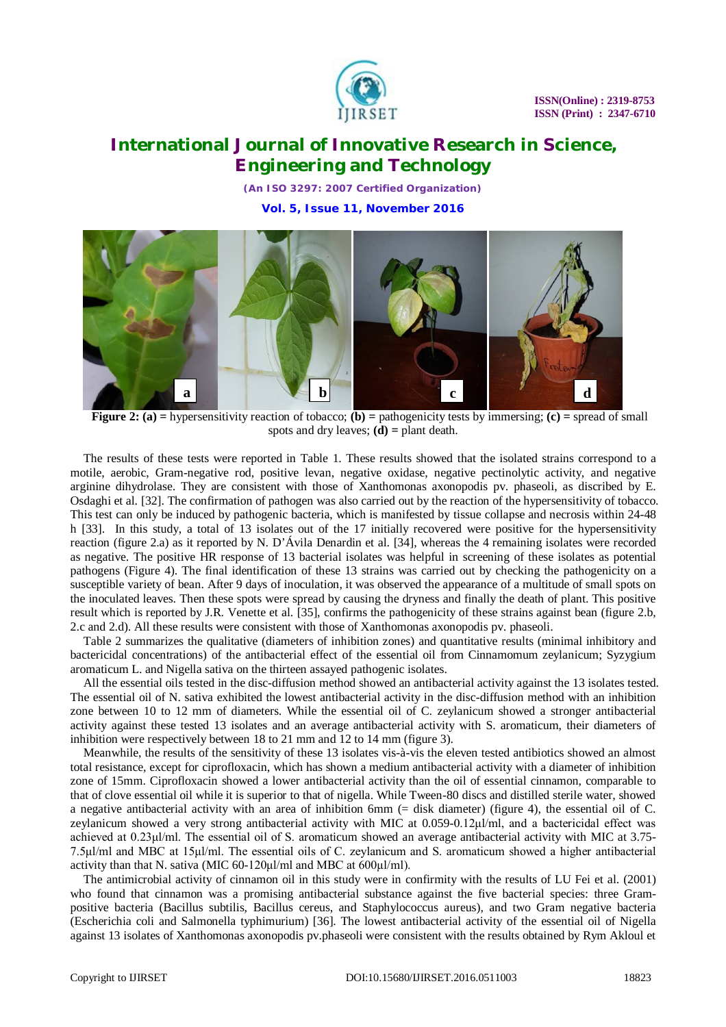**Figure 2: (a)** = hypersensitivity reaction of tobacco; **(b)** = pathogenicity tests by immersing; **(c)** = spread of small spots and dry leaves; **(d)** = plant death.

The results of these tests were reported in Table 1. These results showed that the isolated strains correspond to a motile, aerobic, Gram-negative rod, positive levan, negative oxidase, negative pectinolytic activity, and negative arginine dihydrolase. They are consistent with those of Xanthomonas axonopodis pv. phaseoli, as discribed by E. Osdaghi et al. [32]. The confirmation of pathogen was also carried out by the reaction of the hypersensitivity of tobacco. This test can only be induced by pathogenic bacteria, which is manifested by tissue collapse and necrosis within 24-48 h [33]. In this study, a total of 13 isolates out of the 17 initially recovered were positive for the hypersensitivity reaction (figure 2.a) as it reported by N. D'Ávila Denardin et al. [34], whereas the 4 remaining isolates were recorded as negative. The positive HR response of 13 bacterial isolates was helpful in screening of these isolates as potential pathogens (Figure 4). The final identification of these 13 strains was carried out by checking the pathogenicity on a susceptible variety of bean. After 9 days of inoculation, it was observed the appearance of a multitude of small spots on the inoculated leaves. Then these spots were spread by causing the dryness and finally the death of plant. This positive result which is reported by J.R. Venette et al. [35], confirms the pathogenicity of these strains against bean (figure 2.b, 2.c and 2.d). All these results were consistent with those of Xanthomonas axonopodis pv. phaseoli.

Table 2 summarizes the qualitative (diameters of inhibition zones) and quantitative results (minimal inhibitory and bactericidal concentrations) of the antibacterial effect of the essential oil from Cinnamomum zeylanicum; Syzygium aromaticum L. and Nigella sativa on the thirteen assayed pathogenic isolates.

All the essential oils tested in the disc-diffusion method showed an antibacterial activity against the 13 isolates tested. The essential oil of N. sativa exhibited the lowest antibacterial activity in the disc-diffusion method with an inhibition zone between 10 to 12 mm of diameters. While the essential oil of C. zeylanicum showed a stronger antibacterial activity against these tested 13 isolates and an average antibacterial activity with S. aromaticum, their diameters of inhibition were respectively between 18 to 21 mm and 12 to 14 mm (figure 3).

Meanwhile, the results of the sensitivity of these 13 isolates vis-à-vis the eleven tested antibiotics showed an almost total resistance, except for ciprofloxacin, which has shown a medium antibacterial activity with a diameter of inhibition zone of 15mm. Ciprofloxacin showed a lower antibacterial activity than the oil of essential cinnamon, comparable to that of clove essential oil while it is superior to that of nigella. While Tween-80 discs and distilled sterile water, showed a negative antibacterial activity with an area of inhibition 6mm (= disk diameter) (figure 4), the essential oil of C. zeylanicum showed a very strong antibacterial activity with MIC at 0.059-0.12µl/ml, and a bactericidal effect was achieved at 0.23µl/ml. The essential oil of S. aromaticum showed an average antibacterial activity with MIC at 3.75-7.5µl/ml and MBC at 15µl/ml. The essential oils of C. zeylanicum and S. aromaticum showed a higher antibacterial activity than that N. sativa (MIC 60-120µl/ml and MBC at 600µl/ml).

The antimicrobial activity of cinnamon oil in this study were in confirmity with the results of LU Fei et al. (2001) who found that cinnamon was a promising antibacterial substance against the five bacterial species: three Gram-positive bacteria (Bacillus subtilis, Bacillus cereus, and Staphylococcus aureus), and two Gram negative bacteria (Escherichia coli and Salmonella typhimurium) [36]. The lowest antibacterial activity of the essential oil of Nigella against 13 isolates of Xanthomonas axonopodis pv.phaseoli were consistent with the results obtained by Rym Akloul et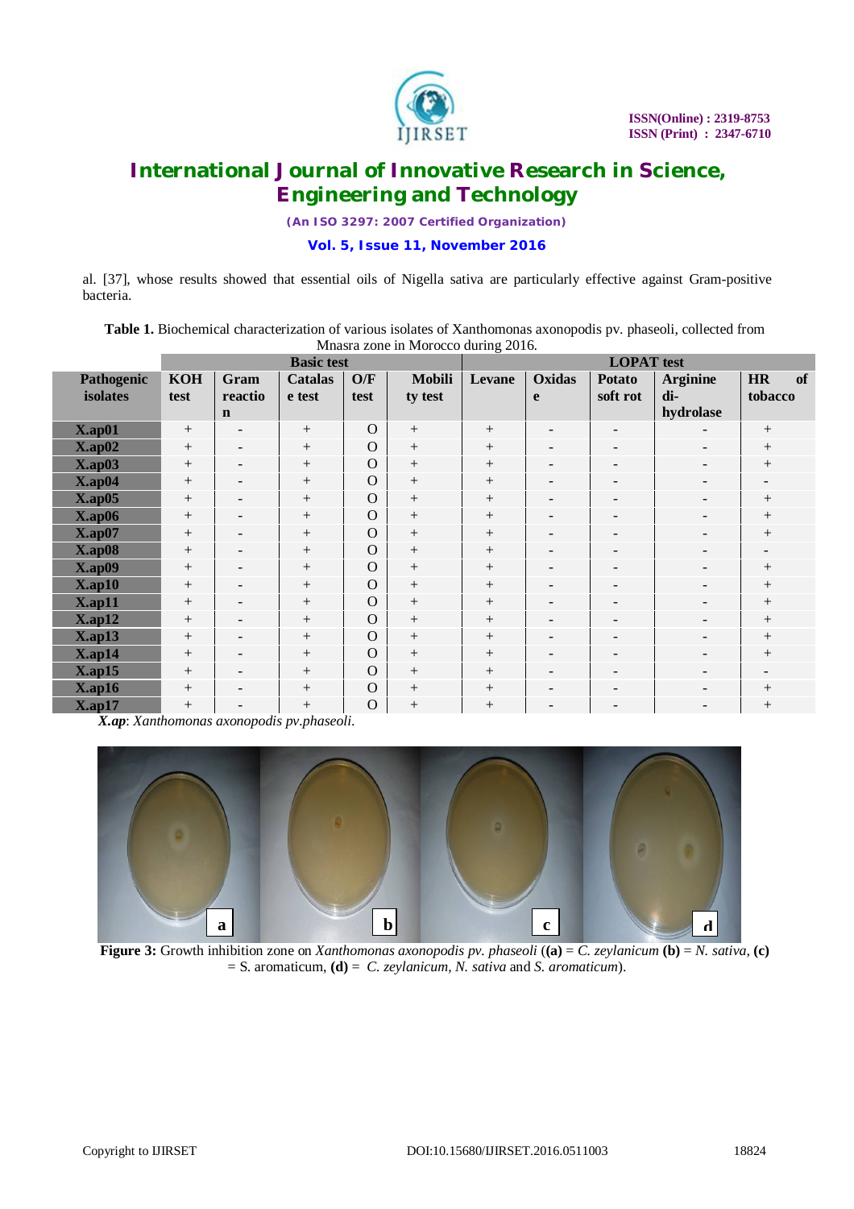al. [37], whose results showed that essential oils of Nigella sativa are particularly effective against Gram-positive bacteria.

**Table 1.** Biochemical characterization of various isolates of Xanthomonas axonopodis pv. phaseoli, collected from Mnasra zone in Morocco during 2016.

| | Basic test | | | | | LOPAT test | | | | |
|---|---|---|---|---|---|---|---|---|---|---|
| **Pathogenic isolates** | **KOH test** | **Gram reaction** | **Catalase test** | **O/F test** | **Mobility test** | **Levane** | **Oxidase** | **Potato soft rot** | **Arginine di-hydrolase** | **HR of tobacco** |
| **X.ap01** | + | - | + | O | + | + | - | - | - | + |
| **X.ap02** | + | - | + | O | + | + | - | - | - | + |
| **X.ap03** | + | - | + | O | + | + | - | - | - | + |
| **X.ap04** | + | - | + | O | + | + | - | - | - | - |
| **X.ap05** | + | - | + | O | + | + | - | - | - | + |
| **X.ap06** | + | - | + | O | + | + | - | - | - | + |
| **X.ap07** | + | - | + | O | + | + | - | - | - | + |
| **X.ap08** | + | - | + | O | + | + | - | - | - | - |
| **X.ap09** | + | - | + | O | + | + | - | - | - | + |
| **X.ap10** | + | - | + | O | + | + | - | - | - | + |
| **X.ap11** | + | - | + | O | + | + | - | - | - | + |
| **X.ap12** | + | - | + | O | + | + | - | - | - | + |
| **X.ap13** | + | - | + | O | + | + | - | - | - | + |
| **X.ap14** | + | - | + | O | + | + | - | - | - | + |
| **X.ap15** | + | - | + | O | + | + | - | - | - | - |
| **X.ap16** | + | - | + | O | + | + | - | - | - | + |
| **X.ap17** | + | - | + | O | + | + | - | - | - | + |

***X.ap***: *Xanthomonas axonopodis pv.phaseoli*.

**Figure 3:** Growth inhibition zone on *Xanthomonas axonopodis pv. phaseoli* (**(a)** = *C. zeylanicum* **(b)** = *N. sativa*, **(c)** = S. aromaticum, **(d)** = *C. zeylanicum*, *N. sativa* and *S. aromaticum*).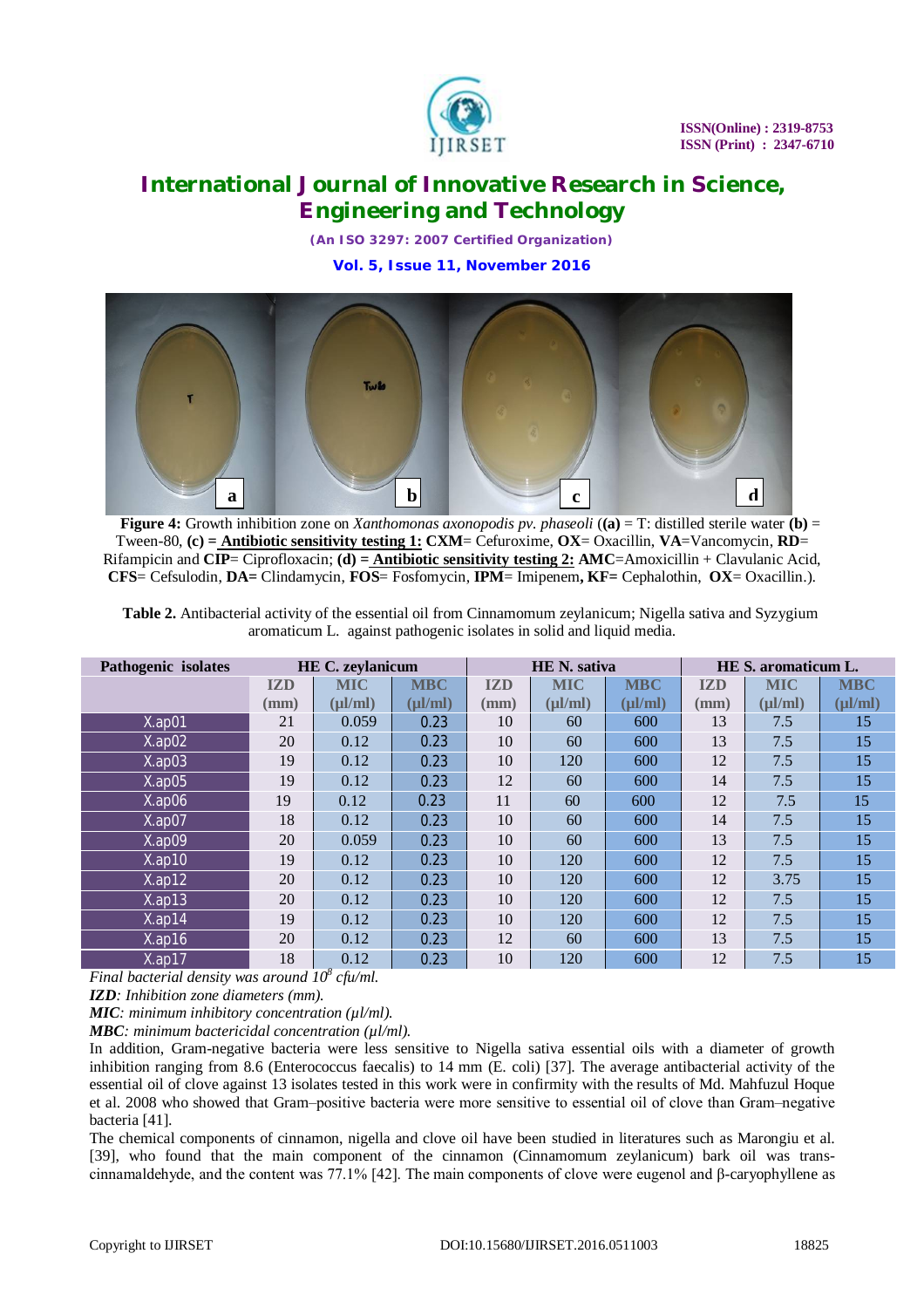**Figure 4:** Growth inhibition zone on *Xanthomonas axonopodis pv. phaseoli* (**(a)** = T: distilled sterile water **(b)** = Tween-80, **(c) = Antibiotic sensitivity testing 1: CXM**= Cefuroxime, **OX**= Oxacillin, **VA**=Vancomycin, **RD**= Rifampicin and **CIP**= Ciprofloxacin; **(d) = Antibiotic sensitivity testing 2: AMC**=Amoxicillin + Clavulanic Acid, **CFS**= Cefsulodin, **DA=** Clindamycin, **FOS**= Fosfomycin, **IPM**= Imipenem**, KF=** Cephalothin, **OX**= Oxacillin.).

**Table 2.** Antibacterial activity of the essential oil from Cinnamomum zeylanicum; Nigella sativa and Syzygium aromaticum L. against pathogenic isolates in solid and liquid media.

| Pathogenic isolates | HE C. zeylanicum | | | HE N. sativa | | | HE S. aromaticum L. | | |
|---|---|---|---|---|---|---|---|---|---|
| | IZD (mm) | MIC (µl/ml) | MBC (µl/ml) | IZD (mm) | MIC (µl/ml) | MBC (µl/ml) | IZD (mm) | MIC (µl/ml) | MBC (µl/ml) |
| X.ap01 | 21 | 0.059 | 0.23 | 10 | 60 | 600 | 13 | 7.5 | 15 |
| X.ap02 | 20 | 0.12 | 0.23 | 10 | 60 | 600 | 13 | 7.5 | 15 |
| X.ap03 | 19 | 0.12 | 0.23 | 10 | 120 | 600 | 12 | 7.5 | 15 |
| X.ap05 | 19 | 0.12 | 0.23 | 12 | 60 | 600 | 14 | 7.5 | 15 |
| X.ap06 | 19 | 0.12 | 0.23 | 11 | 60 | 600 | 12 | 7.5 | 15 |
| X.ap07 | 18 | 0.12 | 0.23 | 10 | 60 | 600 | 14 | 7.5 | 15 |
| X.ap09 | 20 | 0.059 | 0.23 | 10 | 60 | 600 | 13 | 7.5 | 15 |
| X.ap10 | 19 | 0.12 | 0.23 | 10 | 120 | 600 | 12 | 7.5 | 15 |
| X.ap12 | 20 | 0.12 | 0.23 | 10 | 120 | 600 | 12 | 3.75 | 15 |
| X.ap13 | 20 | 0.12 | 0.23 | 10 | 120 | 600 | 12 | 7.5 | 15 |
| X.ap14 | 19 | 0.12 | 0.23 | 10 | 120 | 600 | 12 | 7.5 | 15 |
| X.ap16 | 20 | 0.12 | 0.23 | 12 | 60 | 600 | 13 | 7.5 | 15 |
| X.ap17 | 18 | 0.12 | 0.23 | 10 | 120 | 600 | 12 | 7.5 | 15 |

*Final bacterial density was around $10^8$ cfu/ml.*

***IZD**: Inhibition zone diameters (mm).*

***MIC**: minimum inhibitory concentration (µl/ml).*

***MBC**: minimum bactericidal concentration (µl/ml).*

In addition, Gram-negative bacteria were less sensitive to Nigella sativa essential oils with a diameter of growth inhibition ranging from 8.6 (Enterococcus faecalis) to 14 mm (E. coli) [37]. The average antibacterial activity of the essential oil of clove against 13 isolates tested in this work were in confirmity with the results of Md. Mahfuzul Hoque et al. 2008 who showed that Gram–positive bacteria were more sensitive to essential oil of clove than Gram–negative bacteria [41].

The chemical components of cinnamon, nigella and clove oil have been studied in literatures such as Marongiu et al. [39], who found that the main component of the cinnamon (Cinnamomum zeylanicum) bark oil was trans-cinnamaldehyde, and the content was 77.1% [42]. The main components of clove were eugenol and β-caryophyllene as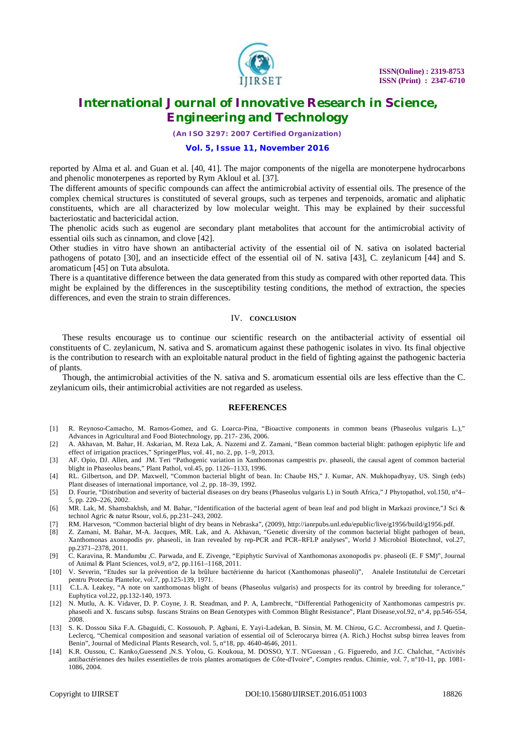reported by Alma et al. and Guan et al. [40, 41]. The major components of the nigella are monoterpene hydrocarbons and phenolic monoterpenes as reported by Rym Akloul et al. [37].

The different amounts of specific compounds can affect the antimicrobial activity of essential oils. The presence of the complex chemical structures is constituted of several groups, such as terpenes and terpenoids, aromatic and aliphatic constituents, which are all characterized by low molecular weight. This may be explained by their successful bacteriostatic and bactericidal action.

The phenolic acids such as eugenol are secondary plant metabolites that account for the antimicrobial activity of essential oils such as cinnamon, and clove [42].

Other studies in vitro have shown an antibacterial activity of the essential oil of N. sativa on isolated bacterial pathogens of potato [30], and an insecticide effect of the essential oil of N. sativa [43], C. zeylanicum [44] and S. aromaticum [45] on Tuta absulota.

There is a quantitative difference between the data generated from this study as compared with other reported data. This might be explained by the differences in the susceptibility testing conditions, the method of extraction, the species differences, and even the strain to strain differences.

## IV. CONCLUSION

These results encourage us to continue our scientific research on the antibacterial activity of essential oil constituents of C. zeylanicum, N. sativa and S. aromaticum against these pathogenic isolates in vivo. Its final objective is the contribution to research with an exploitable natural product in the field of fighting against the pathogenic bacteria of plants.

Though, the antimicrobial activities of the N. sativa and S. aromaticum essential oils are less effective than the C. zeylanicum oils, their antimicrobial activities are not regarded as useless.

## REFERENCES

[1] R. Reynoso-Camacho, M. Ramos-Gomez, and G. Loarca-Pina, "Bioactive components in common beans (Phaseolus vulgaris L.)," Advances in Agricultural and Food Biotechnology, pp. 217- 236, 2006.

[2] A. Akhavan, M. Bahar, H. Askarian, M. Reza Lak, A. Nazemi and Z. Zamani, "Bean common bacterial blight: pathogen epiphytic life and effect of irrigation practices," SpringerPlus, vol. 41, no. 2, pp. 1–9, 2013.

[3] AF. Opio, DJ. Allen, and JM. Teri "Pathogenic variation in Xanthomonas campestris pv. phaseoli, the causal agent of common bacterial blight in Phaseolus beans," Plant Pathol, vol.45, pp. 1126–1133, 1996.

[4] RL. Gilbertson, and DP. Maxwell, "Common bacterial blight of bean. In: Chaube HS," J. Kumar, AN. Mukhopadhyay, US. Singh (eds) Plant diseases of international importance, vol .2, pp. 18–39, 1992.

[5] D. Fourie, "Distribution and severity of bacterial diseases on dry beans (Phaseolus vulgaris L) in South Africa," J Phytopathol, vol.150, n°4–5, pp. 220–226, 2002.

[6] MR. Lak, M. Shamsbakhsh, and M. Bahar, "Identification of the bacterial agent of bean leaf and pod blight in Markazi province,"J Sci & technol Agric & natur Rsour, vol.6, pp.231–243, 2002.

[7] RM. Harveson, "Common bacterial blight of dry beans in Nebraska", (2009), http://ianrpubs.unl.edu/epublic/live/g1956/build/g1956.pdf.

[8] Z. Zamani, M. Bahar, M-A. Jacques, MR. Lak, and A. Akhavan, "Genetic diversity of the common bacterial blight pathogen of bean, Xanthomonas axonopodis pv. phaseoli, in Iran revealed by rep-PCR and PCR–RFLP analyses", World J Microbiol Biotechnol, vol.27, pp.2371–2378, 2011.

[9] C. Karavina, R. Mandumbu ,C. Parwada, and E. Zivenge, "Epiphytic Survival of Xanthomonas axonopodis pv. phaseoli (E. F SM)", Journal of Animal & Plant Sciences, vol.9, n°2, pp.1161–1168, 2011.

[10] V. Severin, "Etudes sur la prévention de la brûlure bactérienne du haricot (Xanthomonas phaseoli)", Analele Institutului de Cercetari pentru Protectia Plantelor, vol.7, pp.125-139, 1971.

[11] C.L.A. Leakey, "A note on xanthomonas blight of beans (Phaseolus vulgaris) and prospects for its control by breeding for tolerance," Euphytica vol.22, pp.132-140, 1973.

[12] N. Mutlu, A. K. Vidaver, D. P. Coyne, J. R. Steadman, and P. A, Lambrecht, "Differential Pathogenicity of Xanthomonas campestris pv. phaseoli and X. fuscans subsp. fuscans Strains on Bean Genotypes with Common Blight Resistance", Plant Disease,vol.92, n°.4, pp.546-554, 2008.

[13] S. K. Dossou Sika F.A. Gbaguidi, C. Kossouoh, P. Agbani, E. Yayi-Ladekan, B. Sinsin, M. M. Chirou, G.C. Accrombessi, and J. Quetin-Leclercq, "Chemical composition and seasonal variation of essential oil of Sclerocarya birrea (A. Rich.) Hochst subsp birrea leaves from Benin", Journal of Medicinal Plants Research, vol. 5, n°18, pp. 4640-4646, 2011.

[14] K.R. Oussou, C. Kanko,Guessend ,N.S. Yolou, G. Koukoua, M. DOSSO, Y.T. N'Guessan , G. Figueredo, and J.C. Chalchat, "Activités antibactériennes des huiles essentielles de trois plantes aromatiques de Côte-d'Ivoire", Comptes rendus. Chimie, vol. 7, n°10-11, pp. 1081-1086, 2004.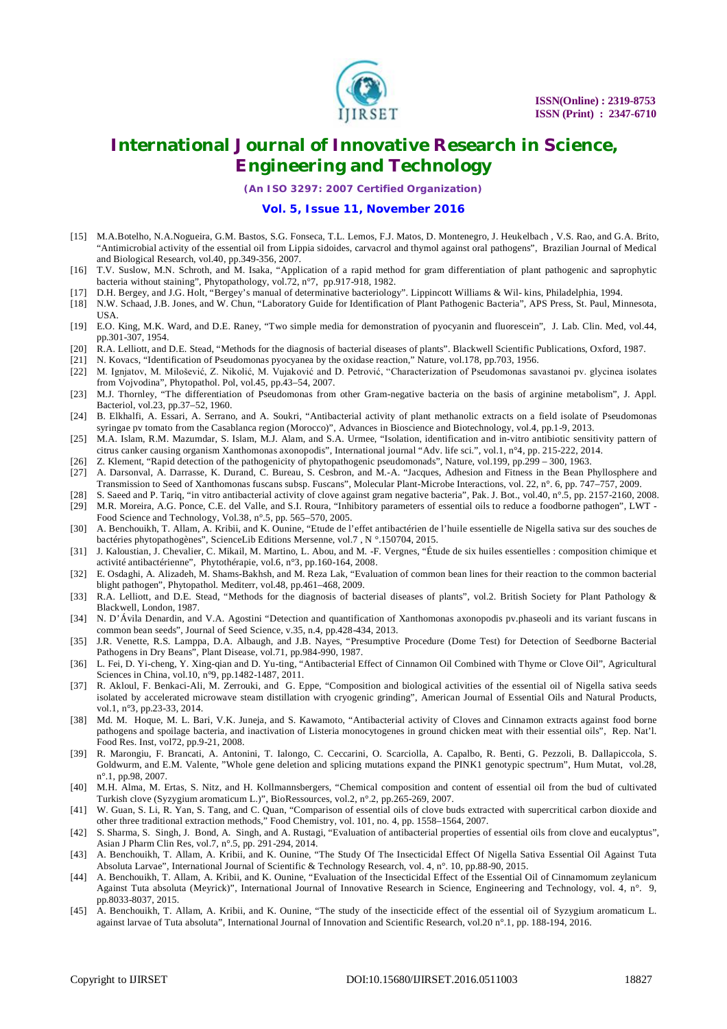[15] M.A.Botelho, N.A.Nogueira, G.M. Bastos, S.G. Fonseca, T.L. Lemos, F.J. Matos, D. Montenegro, J. Heukelbach , V.S. Rao, and G.A. Brito, "Antimicrobial activity of the essential oil from Lippia sidoides, carvacrol and thymol against oral pathogens", Brazilian Journal of Medical and Biological Research, vol.40, pp.349-356, 2007.

[16] T.V. Suslow, M.N. Schroth, and M. Isaka, "Application of a rapid method for gram differentiation of plant pathogenic and saprophytic bacteria without staining", Phytopathology, vol.72, n°7, pp.917-918, 1982.

[17] D.H. Bergey, and J.G. Holt, "Bergey's manual of determinative bacteriology". Lippincott Williams & Wil- kins, Philadelphia, 1994.

[18] N.W. Schaad, J.B. Jones, and W. Chun, "Laboratory Guide for Identification of Plant Pathogenic Bacteria", APS Press, St. Paul, Minnesota, USA.

[19] E.O. King, M.K. Ward, and D.E. Raney, "Two simple media for demonstration of pyocyanin and fluorescein", J. Lab. Clin. Med, vol.44, pp.301-307, 1954.

[20] R.A. Lelliott, and D.E. Stead, "Methods for the diagnosis of bacterial diseases of plants". Blackwell Scientific Publications, Oxford, 1987.

[21] N. Kovacs, "Identification of Pseudomonas pyocyanea by the oxidase reaction," Nature, vol.178, pp.703, 1956.

[22] M. Ignjatov, M. Milošević, Z. Nikolić, M. Vujaković and D. Petrović, "Characterization of Pseudomonas savastanoi pv. glycinea isolates from Vojvodina", Phytopathol. Pol, vol.45, pp.43–54, 2007.

[23] M.J. Thornley, "The differentiation of Pseudomonas from other Gram-negative bacteria on the basis of arginine metabolism", J. Appl. Bacteriol, vol.23, pp.37–52, 1960.

[24] B. Elkhalfi, A. Essari, A. Serrano, and A. Soukri, "Antibacterial activity of plant methanolic extracts on a field isolate of Pseudomonas syringae pv tomato from the Casablanca region (Morocco)", Advances in Bioscience and Biotechnology, vol.4, pp.1-9, 2013.

[25] M.A. Islam, R.M. Mazumdar, S. Islam, M.J. Alam, and S.A. Urmee, "Isolation, identification and in-vitro antibiotic sensitivity pattern of citrus canker causing organism Xanthomonas axonopodis", International journal "Adv. life sci.", vol.1, n°4, pp. 215-222, 2014.

[26] Z. Klement, "Rapid detection of the pathogenicity of phytopathogenic pseudomonads", Nature, vol.199, pp.299 – 300, 1963.

[27] A. Darsonval, A. Darrasse, K. Durand, C. Bureau, S. Cesbron, and M.-A. "Jacques, Adhesion and Fitness in the Bean Phyllosphere and Transmission to Seed of Xanthomonas fuscans subsp. Fuscans", Molecular Plant-Microbe Interactions, vol. 22, n°. 6, pp. 747–757, 2009.

[28] S. Saeed and P. Tariq, "in vitro antibacterial activity of clove against gram negative bacteria", Pak. J. Bot., vol.40, n°.5, pp. 2157-2160, 2008.

[29] M.R. Moreira, A.G. Ponce, C.E. del Valle, and S.I. Roura, "Inhibitory parameters of essential oils to reduce a foodborne pathogen", LWT - Food Science and Technology, Vol.38, n°.5, pp. 565–570, 2005.

[30] A. Benchouikh, T. Allam, A. Kribii, and K. Ounine, "Etude de l'effet antibactérien de l'huile essentielle de Nigella sativa sur des souches de bactéries phytopathogènes", ScienceLib Editions Mersenne, vol.7 , N °.150704, 2015.

[31] J. Kaloustian, J. Chevalier, C. Mikail, M. Martino, L. Abou, and M. -F. Vergnes, "Étude de six huiles essentielles : composition chimique et activité antibactérienne", Phytothérapie, vol.6, n°3, pp.160-164, 2008.

[32] E. Osdaghi, A. Alizadeh, M. Shams-Bakhsh, and M. Reza Lak, "Evaluation of common bean lines for their reaction to the common bacterial blight pathogen", Phytopathol. Mediterr, vol.48, pp.461–468, 2009.

[33] R.A. Lelliott, and D.E. Stead, "Methods for the diagnosis of bacterial diseases of plants", vol.2. British Society for Plant Pathology & Blackwell, London, 1987.

[34] N. D'Ávila Denardin, and V.A. Agostini "Detection and quantification of Xanthomonas axonopodis pv.phaseoli and its variant fuscans in common bean seeds", Journal of Seed Science, v.35, n.4, pp.428-434, 2013.

[35] J.R. Venette, R.S. Lamppa, D.A. Albaugh, and J.B. Nayes, "Presumptive Procedure (Dome Test) for Detection of Seedborne Bacterial Pathogens in Dry Beans", Plant Disease, vol.71, pp.984-990, 1987.

[36] L. Fei, D. Yi-cheng, Y. Xing-qian and D. Yu-ting, "Antibacterial Effect of Cinnamon Oil Combined with Thyme or Clove Oil", Agricultural Sciences in China, vol.10, n°9, pp.1482-1487, 2011.

[37] R. Akloul, F. Benkaci-Ali, M. Zerrouki, and G. Eppe, "Composition and biological activities of the essential oil of Nigella sativa seeds isolated by accelerated microwave steam distillation with cryogenic grinding", American Journal of Essential Oils and Natural Products, vol.1, n°3, pp.23-33, 2014.

[38] Md. M. Hoque, M. L. Bari, V.K. Juneja, and S. Kawamoto, "Antibacterial activity of Cloves and Cinnamon extracts against food borne pathogens and spoilage bacteria, and inactivation of Listeria monocytogenes in ground chicken meat with their essential oils", Rep. Nat'l. Food Res. Inst, vol72, pp.9-21, 2008.

[39] R. Marongiu, F. Brancati, A. Antonini, T. Ialongo, C. Ceccarini, O. Scarciolla, A. Capalbo, R. Benti, G. Pezzoli, B. Dallapiccola, S. Goldwurm, and E.M. Valente, "Whole gene deletion and splicing mutations expand the PINK1 genotypic spectrum", Hum Mutat, vol.28, n°.1, pp.98, 2007.

[40] M.H. Alma, M. Ertas, S. Nitz, and H. Kollmannsbergers, "Chemical composition and content of essential oil from the bud of cultivated Turkish clove (Syzygium aromaticum L.)", BioRessources, vol.2, n°.2, pp.265-269, 2007.

[41] W. Guan, S. Li, R. Yan, S. Tang, and C. Quan, "Comparison of essential oils of clove buds extracted with supercritical carbon dioxide and other three traditional extraction methods," Food Chemistry, vol. 101, no. 4, pp. 1558–1564, 2007.

[42] S. Sharma, S. Singh, J. Bond, A. Singh, and A. Rustagi, "Evaluation of antibacterial properties of essential oils from clove and eucalyptus", Asian J Pharm Clin Res, vol.7, n°.5, pp. 291-294, 2014.

[43] A. Benchouikh, T. Allam, A. Kribii, and K. Ounine, "The Study Of The Insecticidal Effect Of Nigella Sativa Essential Oil Against Tuta Absoluta Larvae", International Journal of Scientific & Technology Research, vol. 4, n°. 10, pp.88-90, 2015.

[44] A. Benchouikh, T. Allam, A. Kribii, and K. Ounine, "Evaluation of the Insecticidal Effect of the Essential Oil of Cinnamomum zeylanicum Against Tuta absoluta (Meyrick)", International Journal of Innovative Research in Science, Engineering and Technology, vol. 4, n°. 9, pp.8033-8037, 2015.

[45] A. Benchouikh, T. Allam, A. Kribii, and K. Ounine, "The study of the insecticide effect of the essential oil of Syzygium aromaticum L. against larvae of Tuta absoluta", International Journal of Innovation and Scientific Research, vol.20 n°.1, pp. 188-194, 2016.